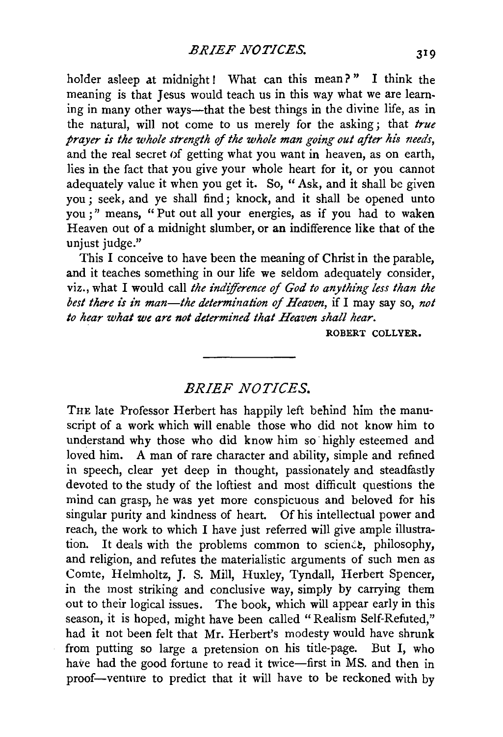holder asleep at midnight! What can this mean?" I think the meaning is that Jesus would teach us in this way what we are learning in many other ways—that the best things in the divine life, as in the natural, will not come to us merely for the asking; that *true prayer is the whole strength of the whole man going out after his needs*, and the real secret of getting what you want in heaven, as on earth, lies in the fact that you give your whole heart for it, or you cannot adequately value it when you get it. So, "Ask, and it shall be given you; seek, and ye shall find; knock, and it shall be opened unto you;" means, "Put out all your energies, as if you had to waken Heaven out of a midnight slumber, or an indifference like that of the unjust judge."

This I conceive to have been the meaning of Christ in the parable, and it teaches something in our life we seldom adequately consider, viz., what I would call *the indifference of God to anything less than the best there is in man—the determination of Heaven*, if I may say so, *not to hear what we are not determined that Heaven shall hear.*

ROBERT COLLYER.

---

## *BRIEF NOTICES.*

THE late Professor Herbert has happily left behind him the manuscript of a work which will enable those who did not know him to understand why those who did know him so highly esteemed and loved him. A man of rare character and ability, simple and refined in speech, clear yet deep in thought, passionately and steadfastly devoted to the study of the loftiest and most difficult questions the mind can grasp, he was yet more conspicuous and beloved for his singular purity and kindness of heart. Of his intellectual power and reach, the work to which I have just referred will give ample illustration. It deals with the problems common to science, philosophy, and religion, and refutes the materialistic arguments of such men as Comte, Helmholtz, J. S. Mill, Huxley, Tyndall, Herbert Spencer, in the most striking and conclusive way, simply by carrying them out to their logical issues. The book, which will appear early in this season, it is hoped, might have been called "Realism Self-Refuted," had it not been felt that Mr. Herbert's modesty would have shrunk from putting so large a pretension on his title-page. But I, who have had the good fortune to read it twice—first in MS. and then in proof—venture to predict that it will have to be reckoned with by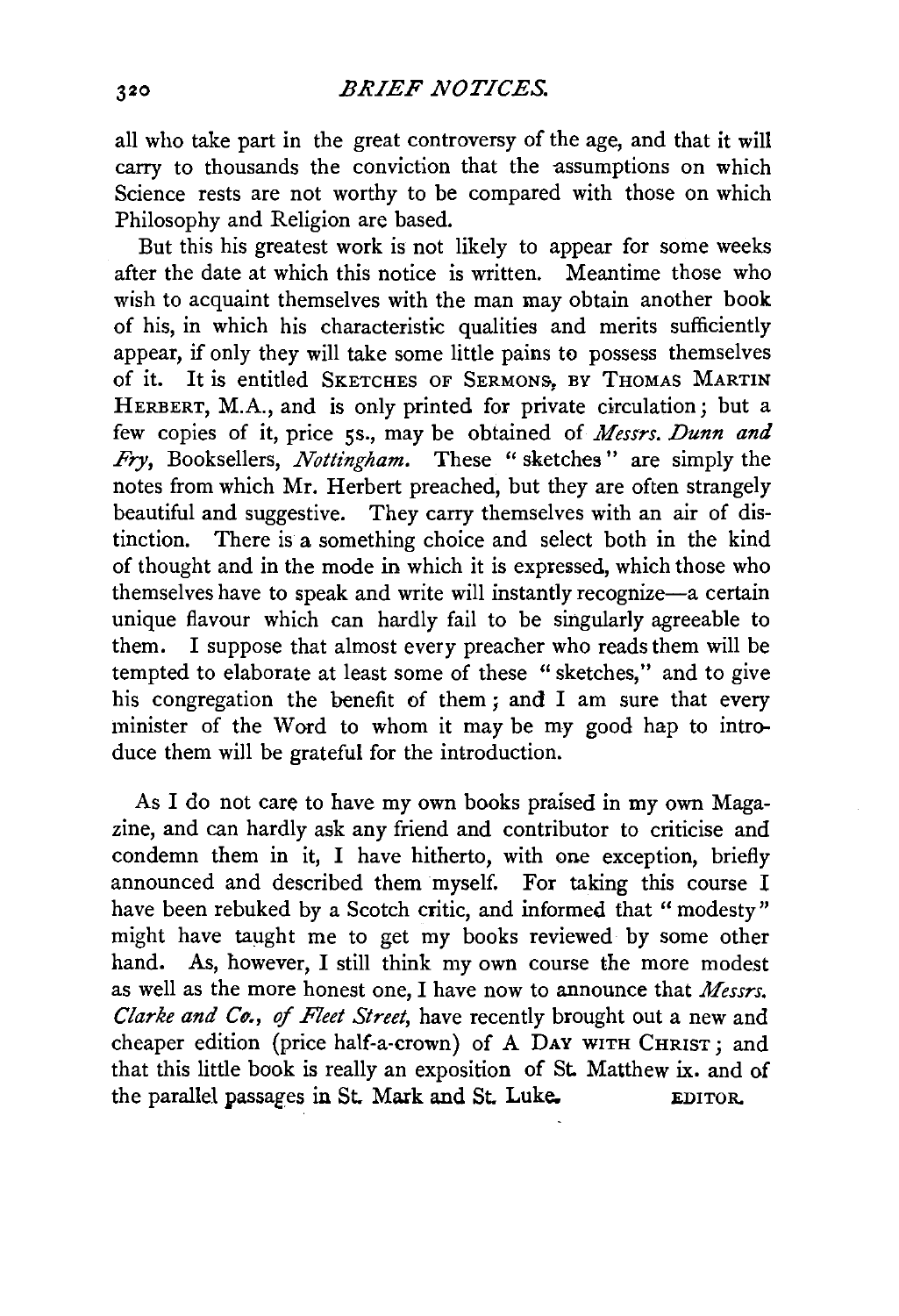all who take part in the great controversy of the age, and that it will carry to thousands the conviction that the assumptions on which Science rests are not worthy to be compared with those on which Philosophy and Religion are based.

But this his greatest work is not likely to appear for some weeks after the date at which this notice is written. Meantime those who wish to acquaint themselves with the man may obtain another book of his, in which his characteristic qualities and merits sufficiently appear, if only they will take some little pains to possess themselves of it. It is entitled SKETCHES OF SERMONS, BY THOMAS MARTIN HERBERT, M.A., and is only printed for private circulation; but a few copies of it, price 5s., may be obtained of *Messrs. Dunn and Fry*, Booksellers, *Nottingham*. These "sketches" are simply the notes from which Mr. Herbert preached, but they are often strangely beautiful and suggestive. They carry themselves with an air of distinction. There is a something choice and select both in the kind of thought and in the mode in which it is expressed, which those who themselves have to speak and write will instantly recognize—a certain unique flavour which can hardly fail to be singularly agreeable to them. I suppose that almost every preacher who reads them will be tempted to elaborate at least some of these "sketches," and to give his congregation the benefit of them; and I am sure that every minister of the Word to whom it may be my good hap to introduce them will be grateful for the introduction.

As I do not care to have my own books praised in my own Magazine, and can hardly ask any friend and contributor to criticise and condemn them in it, I have hitherto, with one exception, briefly announced and described them myself. For taking this course I have been rebuked by a Scotch critic, and informed that "modesty" might have taught me to get my books reviewed by some other hand. As, however, I still think my own course the more modest as well as the more honest one, I have now to announce that *Messrs. Clarke and Co., of Fleet Street,* have recently brought out a new and cheaper edition (price half-a-crown) of A DAY WITH CHRIST; and that this little book is really an exposition of St. Matthew ix. and of the parallel passages in St. Mark and St. Luke.

EDITOR.